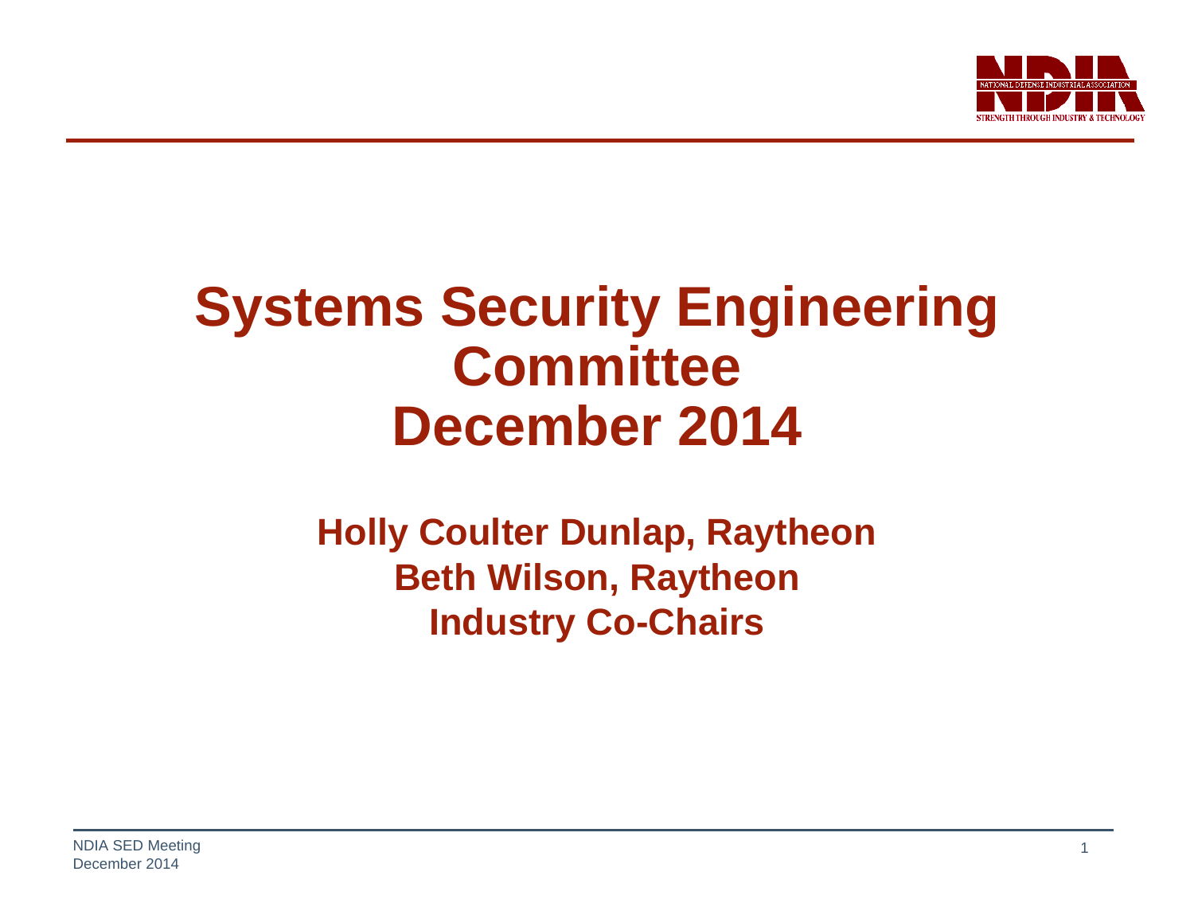# Systems Security Engineering Committee
# December 2014

**Holly Coulter Dunlap, Raytheon**
**Beth Wilson, Raytheon**
**Industry Co-Chairs**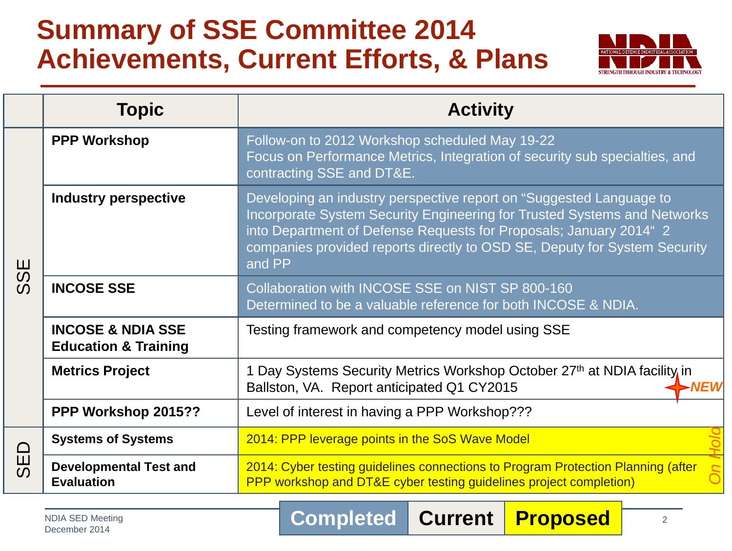# Summary of SSE Committee 2014 Achievements, Current Efforts, & Plans

| | Topic | Activity |
|---|---|---|
| SSE | **PPP Workshop** | Follow-on to 2012 Workshop scheduled May 19-22<br>Focus on Performance Metrics, Integration of security sub specialties, and contracting SSE and DT&E. |
| SSE | **Industry perspective** | Developing an industry perspective report on "Suggested Language to Incorporate System Security Engineering for Trusted Systems and Networks into Department of Defense Requests for Proposals; January 2014" 2 companies provided reports directly to OSD SE, Deputy for System Security and PP |
| SSE | **INCOSE SSE** | Collaboration with INCOSE SSE on NIST SP 800-160<br>Determined to be a valuable reference for both INCOSE & NDIA. |
| SSE | **INCOSE & NDIA SSE Education & Training** | Testing framework and competency model using SSE |
| SSE | **Metrics Project** | 1 Day Systems Security Metrics Workshop October 27th at NDIA facility in Ballston, VA. Report anticipated Q1 CY2015 *NEW* |
| SSE | **PPP Workshop 2015??** | Level of interest in having a PPP Workshop??? |
| SED | **Systems of Systems** | 2014: PPP leverage points in the SoS Wave Model *On Hold* |
| SED | **Developmental Test and Evaluation** | 2014: Cyber testing guidelines connections to Program Protection Planning (after PPP workshop and DT&E cyber testing guidelines project completion) *On Hold* |

**Completed** | **Current** | **Proposed**

NDIA SED Meeting
December 2014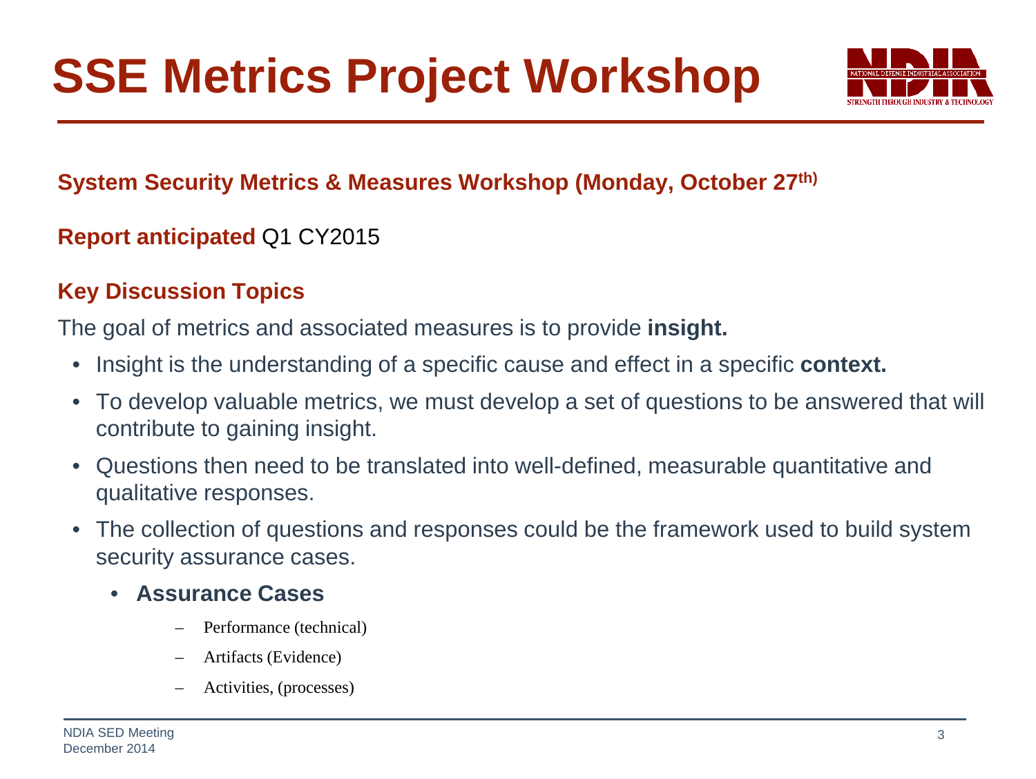# SSE Metrics Project Workshop

**System Security Metrics & Measures Workshop (Monday, October 27th)**

**Report anticipated** Q1 CY2015

**Key Discussion Topics**

The goal of metrics and associated measures is to provide **insight.**

- Insight is the understanding of a specific cause and effect in a specific **context.**
- To develop valuable metrics, we must develop a set of questions to be answered that will contribute to gaining insight.
- Questions then need to be translated into well-defined, measurable quantitative and qualitative responses.
- The collection of questions and responses could be the framework used to build system security assurance cases.
  - **Assurance Cases**
    - Performance (technical)
    - Artifacts (Evidence)
    - Activities, (processes)

NDIA SED Meeting
December 2014